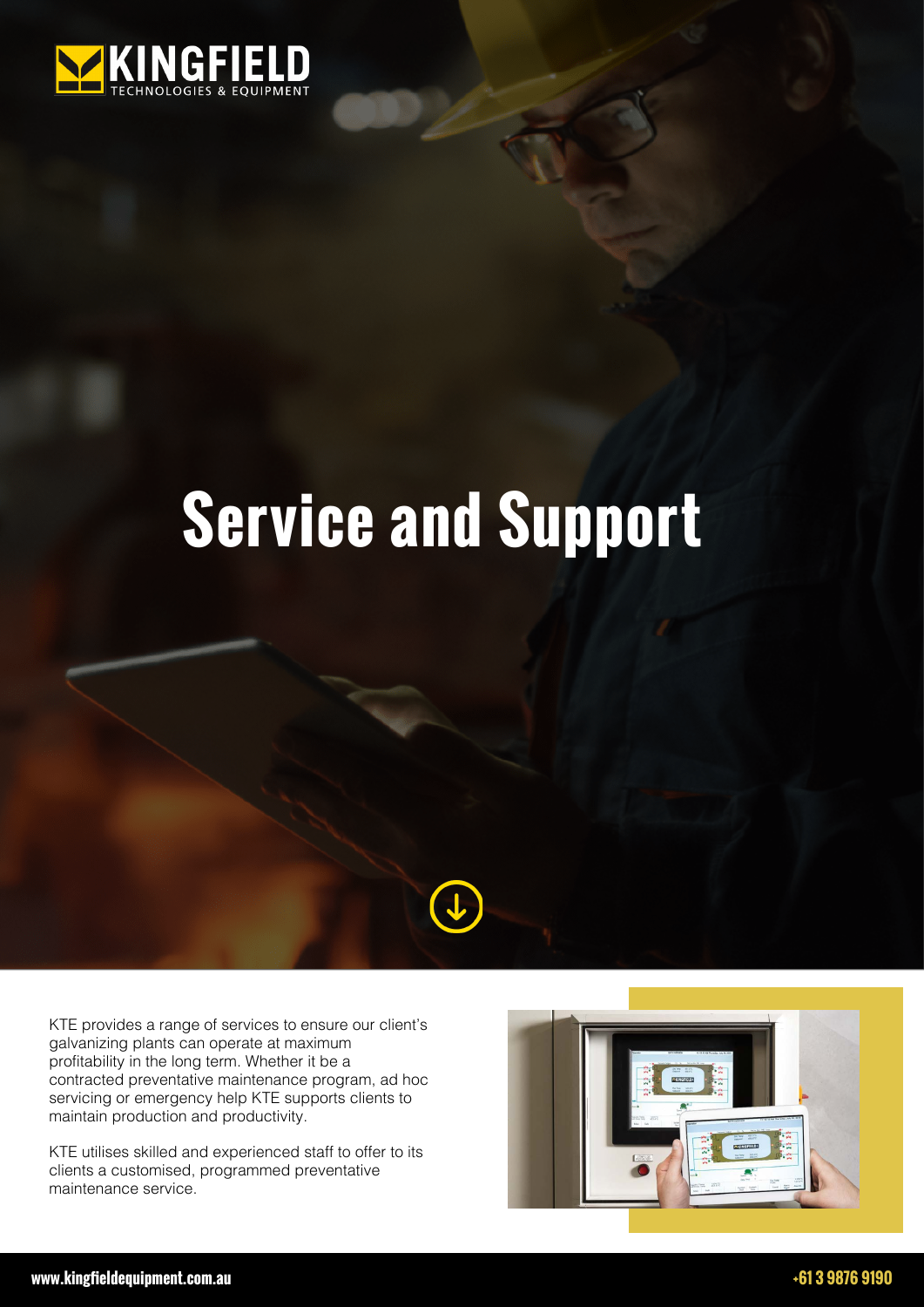# Service and Support

KTE provides a range of services to ensure our client's galvanizing plants can operate at maximum profitability in the long term. Whether it be a contracted preventative maintenance program, ad hoc servicing or emergency help KTE supports clients to maintain production and productivity.

KTE utilises skilled and experienced staff to offer to its clients a customised, programmed preventative maintenance service.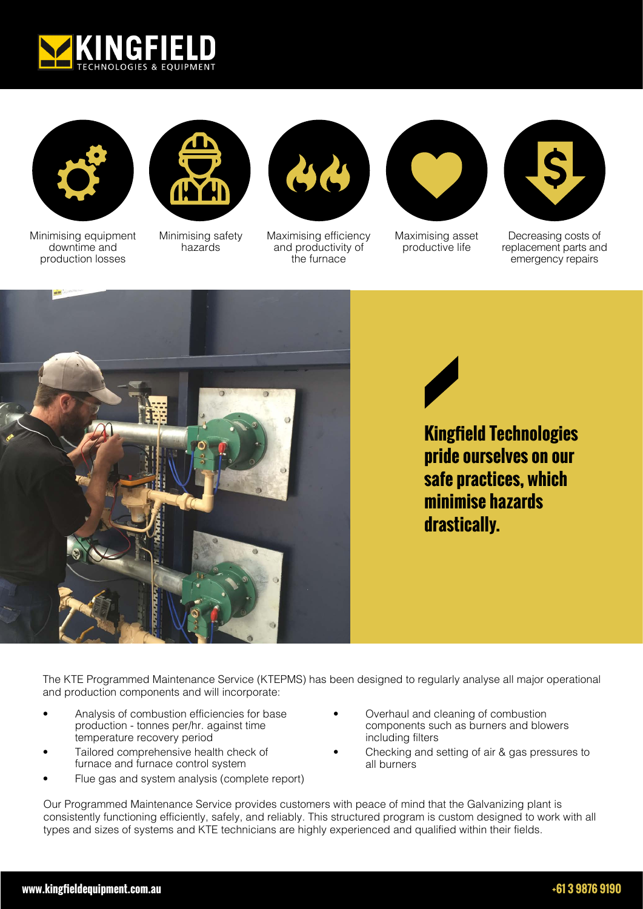KINGFIELD
TECHNOLOGIES & EQUIPMENT

Minimising equipment downtime and production losses

Minimising safety hazards

Maximising efficiency and productivity of the furnace

Maximising asset productive life

Decreasing costs of replacement parts and emergency repairs

**Kingfield Technologies pride ourselves on our safe practices, which minimise hazards drastically.**

The KTE Programmed Maintenance Service (KTEPMS) has been designed to regularly analyse all major operational and production components and will incorporate:

- Analysis of combustion efficiencies for base production - tonnes per/hr. against time temperature recovery period
- Tailored comprehensive health check of furnace and furnace control system
- Flue gas and system analysis (complete report)
- Overhaul and cleaning of combustion components such as burners and blowers including filters
- Checking and setting of air & gas pressures to all burners

Our Programmed Maintenance Service provides customers with peace of mind that the Galvanizing plant is consistently functioning efficiently, safely, and reliably. This structured program is custom designed to work with all types and sizes of systems and KTE technicians are highly experienced and qualified within their fields.

**www.kingfieldequipment.com.au** **+61 3 9876 9190**